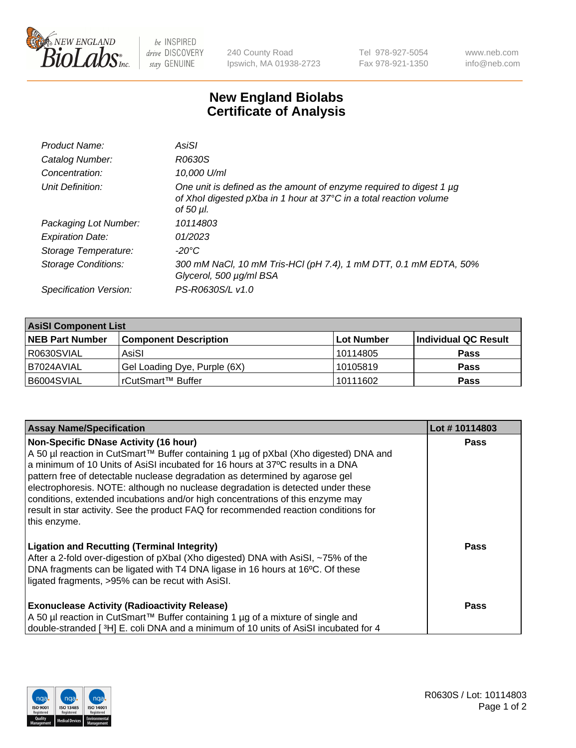NEW ENGLAND BioLabs Inc. — be INSPIRED drive DISCOVERY stay GENUINE

240 County Road
Ipswich, MA 01938-2723

Tel 978-927-5054
Fax 978-921-1350

www.neb.com
info@neb.com

# New England Biolabs
# Certificate of Analysis

| | |
|---|---|
| *Product Name:* | *AsiSI* |
| *Catalog Number:* | *R0630S* |
| *Concentration:* | *10,000 U/ml* |
| *Unit Definition:* | *One unit is defined as the amount of enzyme required to digest 1 µg of XhoI digested pXba in 1 hour at 37°C in a total reaction volume of 50 µl.* |
| *Packaging Lot Number:* | *10114803* |
| *Expiration Date:* | *01/2023* |
| *Storage Temperature:* | *-20°C* |
| *Storage Conditions:* | *300 mM NaCl, 10 mM Tris-HCl (pH 7.4), 1 mM DTT, 0.1 mM EDTA, 50% Glycerol, 500 µg/ml BSA* |
| *Specification Version:* | *PS-R0630S/L v1.0* |

| **AsiSI Component List** | | | |
|---|---|---|---|
| **NEB Part Number** | **Component Description** | **Lot Number** | **Individual QC Result** |
| R0630SVIAL | AsiSI | 10114805 | **Pass** |
| B7024AVIAL | Gel Loading Dye, Purple (6X) | 10105819 | **Pass** |
| B6004SVIAL | rCutSmart™ Buffer | 10111602 | **Pass** |

| **Assay Name/Specification** | **Lot # 10114803** |
|---|---|
| **Non-Specific DNase Activity (16 hour)** A 50 µl reaction in CutSmart™ Buffer containing 1 µg of pXbaI (Xho digested) DNA and a minimum of 10 Units of AsiSI incubated for 16 hours at 37ºC results in a DNA pattern free of detectable nuclease degradation as determined by agarose gel electrophoresis. NOTE: although no nuclease degradation is detected under these conditions, extended incubations and/or high concentrations of this enzyme may result in star activity. See the product FAQ for recommended reaction conditions for this enzyme. | **Pass** |
| **Ligation and Recutting (Terminal Integrity)** After a 2-fold over-digestion of pXbaI (Xho digested) DNA with AsiSI, ~75% of the DNA fragments can be ligated with T4 DNA ligase in 16 hours at 16ºC. Of these ligated fragments, >95% can be recut with AsiSI. | **Pass** |
| **Exonuclease Activity (Radioactivity Release)** A 50 µl reaction in CutSmart™ Buffer containing 1 µg of a mixture of single and double-stranded [ $^3$H] E. coli DNA and a minimum of 10 units of AsiSI incubated for 4 | **Pass** |

R0630S / Lot: 10114803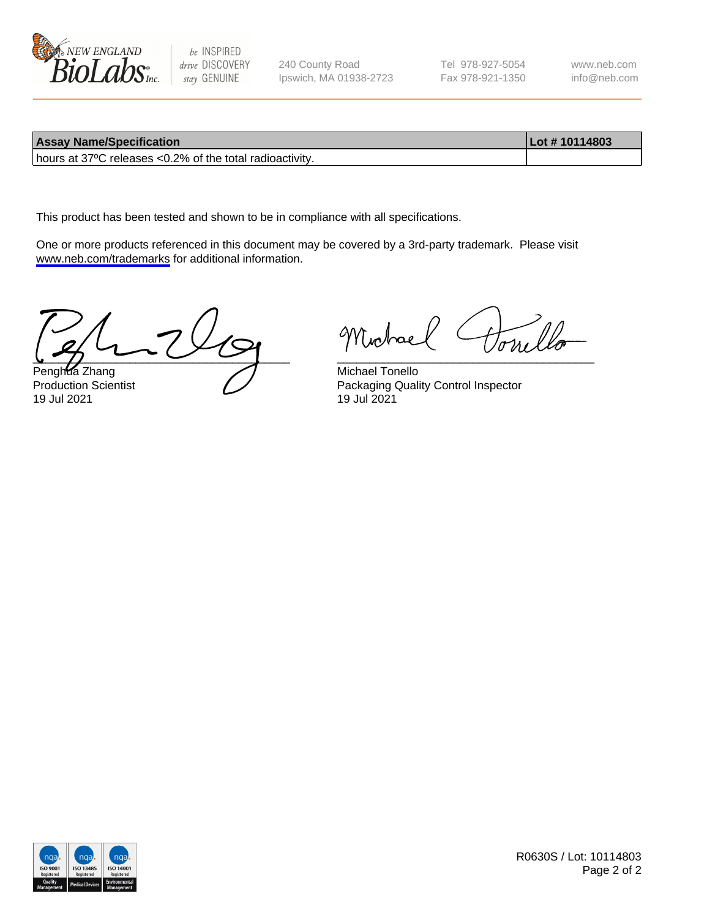| Assay Name/Specification | Lot # 10114803 |
| --- | --- |
| hours at 37ºC releases <0.2% of the total radioactivity. | |

This product has been tested and shown to be in compliance with all specifications.

One or more products referenced in this document may be covered by a 3rd-party trademark. Please visit www.neb.com/trademarks for additional information.

Penghua Zhang
Production Scientist
19 Jul 2021

Michael Tonello
Packaging Quality Control Inspector
19 Jul 2021

R0630S / Lot: 10114803